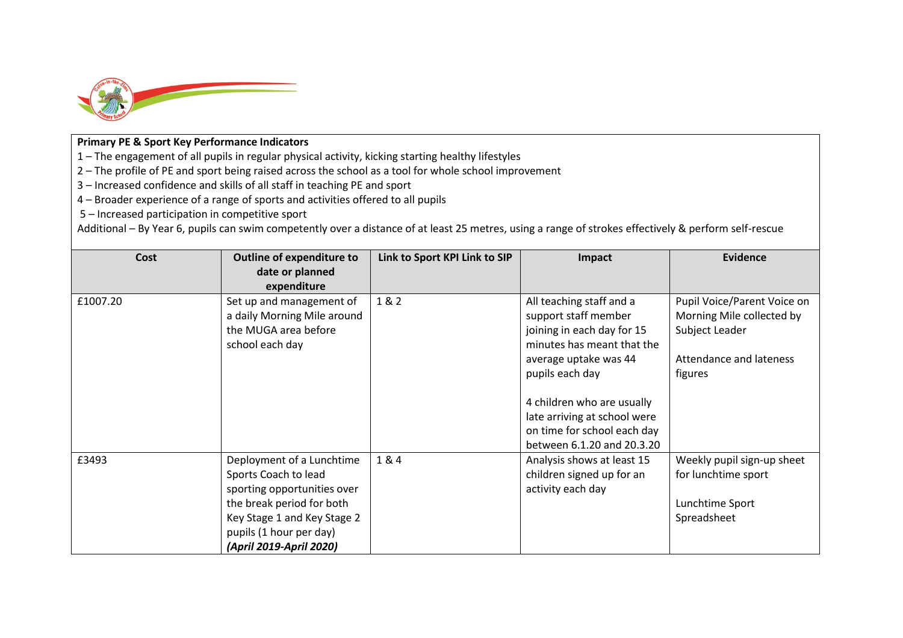**Primary PE & Sport Key Performance Indicators**

1 – The engagement of all pupils in regular physical activity, kicking starting healthy lifestyles
2 – The profile of PE and sport being raised across the school as a tool for whole school improvement
3 – Increased confidence and skills of all staff in teaching PE and sport
4 – Broader experience of a range of sports and activities offered to all pupils
5 – Increased participation in competitive sport
Additional – By Year 6, pupils can swim competently over a distance of at least 25 metres, using a range of strokes effectively & perform self-rescue

| Cost | Outline of expenditure to date or planned expenditure | Link to Sport KPI Link to SIP | Impact | Evidence |
|---|---|---|---|---|
| £1007.20 | Set up and management of a daily Morning Mile around the MUGA area before school each day | 1 & 2 | All teaching staff and a support staff member joining in each day for 15 minutes has meant that the average uptake was 44 pupils each day<br><br>4 children who are usually late arriving at school were on time for school each day between 6.1.20 and 20.3.20 | Pupil Voice/Parent Voice on Morning Mile collected by Subject Leader<br><br>Attendance and lateness figures |
| £3493 | Deployment of a Lunchtime Sports Coach to lead sporting opportunities over the break period for both Key Stage 1 and Key Stage 2 pupils (1 hour per day) ***(April 2019-April 2020)*** | 1 & 4 | Analysis shows at least 15 children signed up for an activity each day | Weekly pupil sign-up sheet for lunchtime sport<br><br>Lunchtime Sport Spreadsheet |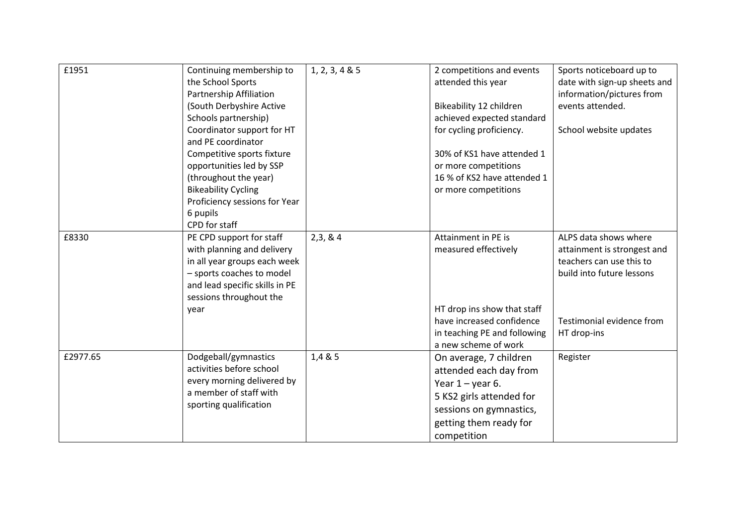| | | | | |
|---|---|---|---|---|
| £1951 | Continuing membership to the School Sports Partnership Affiliation (South Derbyshire Active Schools partnership)<br>Coordinator support for HT and PE coordinator<br>Competitive sports fixture opportunities led by SSP (throughout the year)<br>Bikeability Cycling Proficiency sessions for Year 6 pupils<br>CPD for staff | 1, 2, 3, 4 & 5 | 2 competitions and events attended this year<br><br>Bikeability 12 children achieved expected standard for cycling proficiency.<br><br>30% of KS1 have attended 1 or more competitions<br>16 % of KS2 have attended 1 or more competitions | Sports noticeboard up to date with sign-up sheets and information/pictures from events attended.<br><br>School website updates |
| £8330 | PE CPD support for staff with planning and delivery in all year groups each week – sports coaches to model and lead specific skills in PE sessions throughout the year | 2,3, & 4 | Attainment in PE is measured effectively<br><br>HT drop ins show that staff have increased confidence in teaching PE and following a new scheme of work | ALPS data shows where attainment is strongest and teachers can use this to build into future lessons<br><br>Testimonial evidence from HT drop-ins |
| £2977.65 | Dodgeball/gymnastics activities before school every morning delivered by a member of staff with sporting qualification | 1,4 & 5 | On average, 7 children attended each day from Year 1 – year 6.<br>5 KS2 girls attended for sessions on gymnastics, getting them ready for competition | Register |